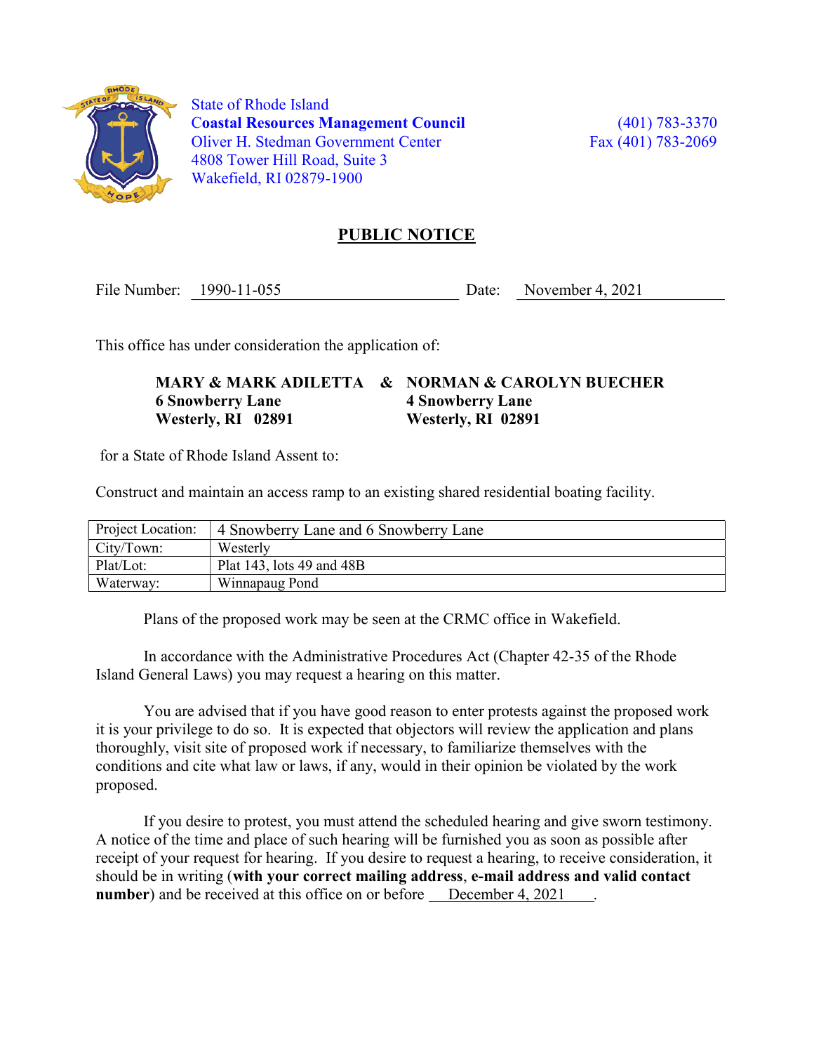State of Rhode Island
**Coastal Resources Management Council**
Oliver H. Stedman Government Center
4808 Tower Hill Road, Suite 3
Wakefield, RI 02879-1900

(401) 783-3370
Fax (401) 783-2069

# PUBLIC NOTICE

File Number: 1990-11-055 Date: November 4, 2021

This office has under consideration the application of:

**MARY & MARK ADILETTA & NORMAN & CAROLYN BUECHER**
**6 Snowberry Lane 4 Snowberry Lane**
**Westerly, RI 02891 Westerly, RI 02891**

for a State of Rhode Island Assent to:

Construct and maintain an access ramp to an existing shared residential boating facility.

| Project Location: | 4 Snowberry Lane and 6 Snowberry Lane |
|---|---|
| City/Town: | Westerly |
| Plat/Lot: | Plat 143, lots 49 and 48B |
| Waterway: | Winnapaug Pond |

Plans of the proposed work may be seen at the CRMC office in Wakefield.

In accordance with the Administrative Procedures Act (Chapter 42-35 of the Rhode Island General Laws) you may request a hearing on this matter.

You are advised that if you have good reason to enter protests against the proposed work it is your privilege to do so. It is expected that objectors will review the application and plans thoroughly, visit site of proposed work if necessary, to familiarize themselves with the conditions and cite what law or laws, if any, would in their opinion be violated by the work proposed.

If you desire to protest, you must attend the scheduled hearing and give sworn testimony. A notice of the time and place of such hearing will be furnished you as soon as possible after receipt of your request for hearing. If you desire to request a hearing, to receive consideration, it should be in writing (**with your correct mailing address**, **e-mail address and valid contact number**) and be received at this office on or before December 4, 2021.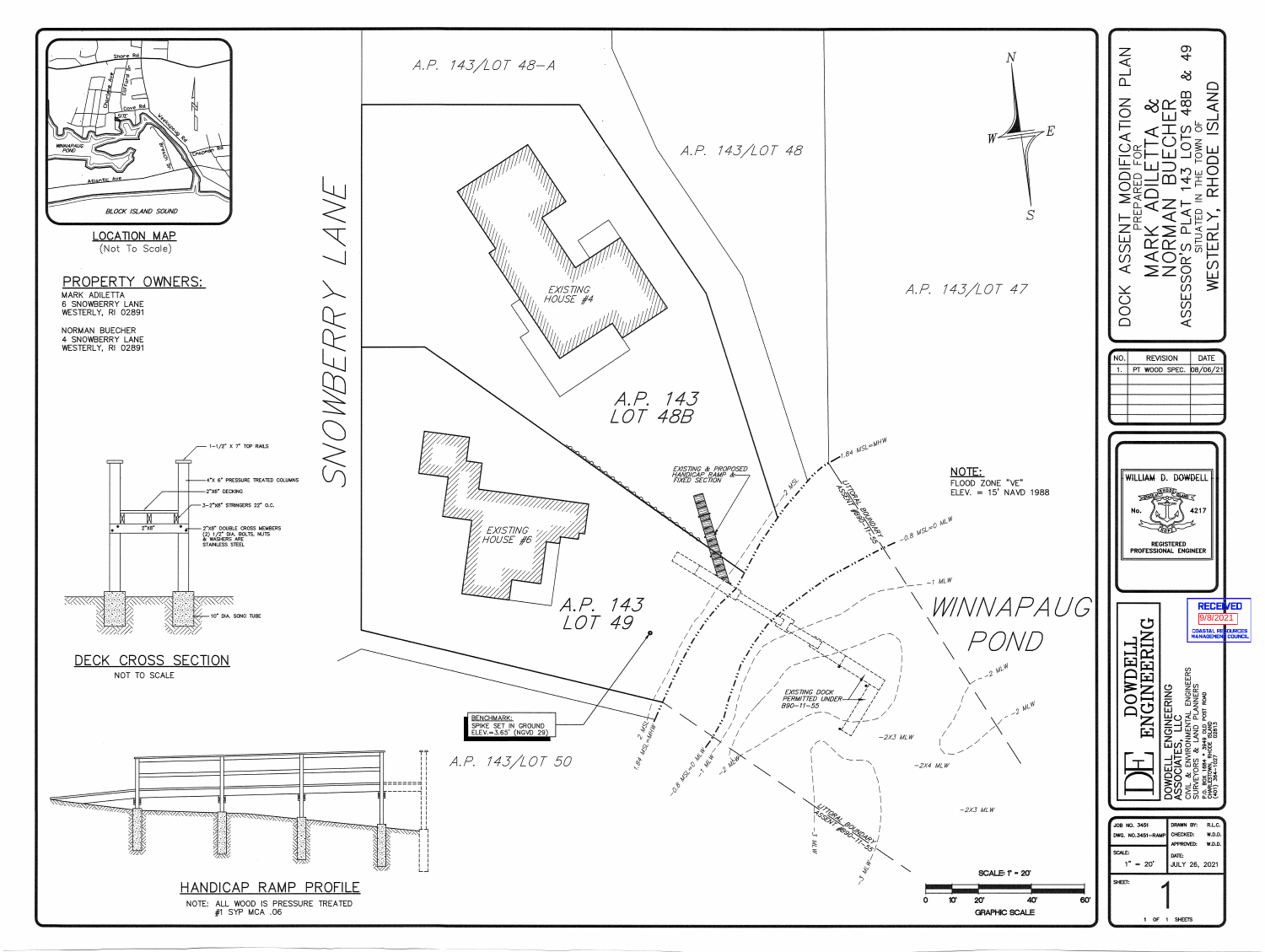# DOCK ASSENT MODIFICATION PLAN

PREPARED FOR

MARK ADILETTA & NORMAN BUECHER

ASSESSOR'S PLAT 143 LOTS 48B & 49

SITUATED IN THE TOWN OF WESTERLY, RHODE ISLAND

## LOCATION MAP

(Not To Scale)

Shore Rd, Cove Rd, Weekapaug Rd, Atlantic Ave, WINNAPAUG POND, BLOCK ISLAND SOUND, SITE

## PROPERTY OWNERS:

MARK ADILETTA
6 SNOWBERRY LANE
WESTERLY, RI 02891

NORMAN BUECHER
4 SNOWBERRY LANE
WESTERLY, RI 02891

## DECK CROSS SECTION

NOT TO SCALE

- 1-1/2" X 7" TOP RAILS
- 4"X 6" PRESSURE TREATED COLUMNS
- 2"X8" DECKING
- 3-2"X8" STRINGERS 22" O.C.
- 2"X8" DOUBLE CROSS MEMBERS (2) 1/2" DIA. BOLTS, NUTS & WASHERS ARE STAINLESS STEEL
- 10" DIA. SONO TUBE

## HANDICAP RAMP PROFILE

NOTE: ALL WOOD IS PRESSURE TREATED #1 SYP MCA .06

SNOWBERRY LANE

A.P. 143/LOT 48-A

A.P. 143/LOT 48

A.P. 143/LOT 47

A.P. 143 LOT 48B

A.P. 143 LOT 49

A.P. 143/LOT 50

EXISTING HOUSE #4

EXISTING HOUSE #6

EXISTING & PROPOSED HANDICAP RAMP & FIXED SECTION

EXISTING DOCK PERMITTED UNDER B90-11-55

LITTORAL BOUNDARY ASSENT #B90-11-55

1.84 MSL=MHW

2 MSL

-0.8 MSL=0 MLW

-1 MLW

-2 MLW

-2X3 MLW

-2X4 MLW

-3 MLW

WINNAPAUG POND

NOTE:
FLOOD ZONE "VE"
ELEV. = 15' NAVD 1988

BENCHMARK:
SPIKE SET IN GROUND
ELEV.=3.65' (NGVD 29)

SCALE: 1" = 20'

0 10' 20' 40' 60'

GRAPHIC SCALE

| NO. | REVISION | DATE |
|---|---|---|
| 1. | PT WOOD SPEC. | 08/06/21 |

WILLIAM D. DOWDELL
No. 4217
REGISTERED PROFESSIONAL ENGINEER

RECEIVED
9/8/2021
COASTAL RESOURCES MANAGEMENT COUNCIL

DOWDELL ENGINEERING

DOWDELL ENGINEERING ASSOCIATES, LLC
CIVIL & ENVIRONMENTAL ENGINEERS
SURVEYORS & LAND PLANNERS

| | |
|---|---|
| JOB NO. 3451 | DRAWN BY: R.L.C. |
| DWG. NO.3451-RAMP | CHECKED: W.D.D. |
| | APPROVED: W.D.D. |
| SCALE: 1" = 20' | DATE: JULY 26, 2021 |

SHEET: 1

1 OF 1 SHEETS